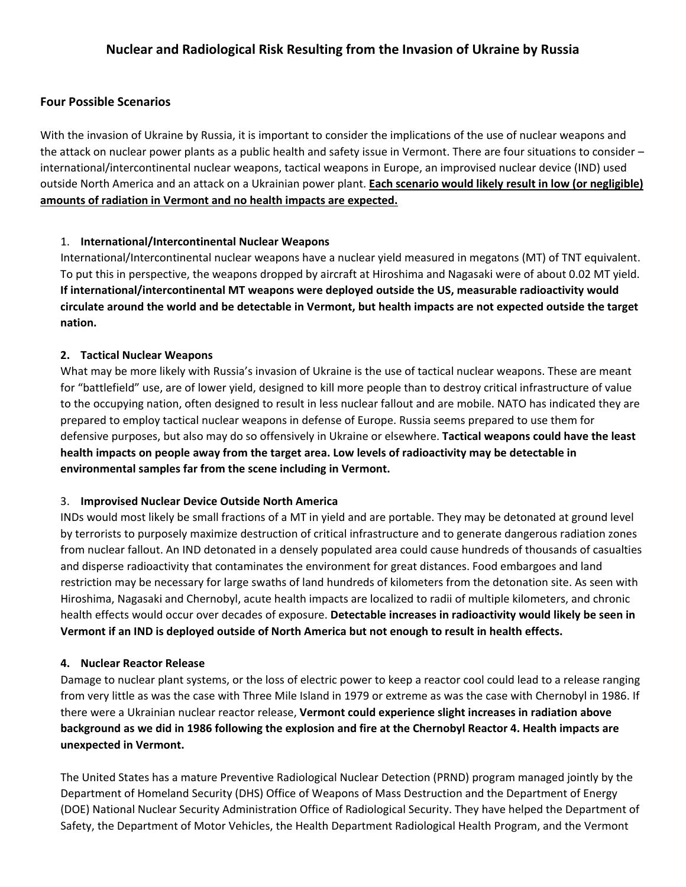# Nuclear and Radiological Risk Resulting from the Invasion of Ukraine by Russia

## Four Possible Scenarios

With the invasion of Ukraine by Russia, it is important to consider the implications of the use of nuclear weapons and the attack on nuclear power plants as a public health and safety issue in Vermont. There are four situations to consider – international/intercontinental nuclear weapons, tactical weapons in Europe, an improvised nuclear device (IND) used outside North America and an attack on a Ukrainian power plant. **Each scenario would likely result in low (or negligible) amounts of radiation in Vermont and no health impacts are expected.**

1. **International/Intercontinental Nuclear Weapons**
International/Intercontinental nuclear weapons have a nuclear yield measured in megatons (MT) of TNT equivalent. To put this in perspective, the weapons dropped by aircraft at Hiroshima and Nagasaki were of about 0.02 MT yield. **If international/intercontinental MT weapons were deployed outside the US, measurable radioactivity would circulate around the world and be detectable in Vermont, but health impacts are not expected outside the target nation.**

2. **Tactical Nuclear Weapons**
What may be more likely with Russia's invasion of Ukraine is the use of tactical nuclear weapons. These are meant for "battlefield" use, are of lower yield, designed to kill more people than to destroy critical infrastructure of value to the occupying nation, often designed to result in less nuclear fallout and are mobile. NATO has indicated they are prepared to employ tactical nuclear weapons in defense of Europe. Russia seems prepared to use them for defensive purposes, but also may do so offensively in Ukraine or elsewhere. **Tactical weapons could have the least health impacts on people away from the target area. Low levels of radioactivity may be detectable in environmental samples far from the scene including in Vermont.**

3. **Improvised Nuclear Device Outside North America**
INDs would most likely be small fractions of a MT in yield and are portable. They may be detonated at ground level by terrorists to purposely maximize destruction of critical infrastructure and to generate dangerous radiation zones from nuclear fallout. An IND detonated in a densely populated area could cause hundreds of thousands of casualties and disperse radioactivity that contaminates the environment for great distances. Food embargoes and land restriction may be necessary for large swaths of land hundreds of kilometers from the detonation site. As seen with Hiroshima, Nagasaki and Chernobyl, acute health impacts are localized to radii of multiple kilometers, and chronic health effects would occur over decades of exposure. **Detectable increases in radioactivity would likely be seen in Vermont if an IND is deployed outside of North America but not enough to result in health effects.**

4. **Nuclear Reactor Release**
Damage to nuclear plant systems, or the loss of electric power to keep a reactor cool could lead to a release ranging from very little as was the case with Three Mile Island in 1979 or extreme as was the case with Chernobyl in 1986. If there were a Ukrainian nuclear reactor release, **Vermont could experience slight increases in radiation above background as we did in 1986 following the explosion and fire at the Chernobyl Reactor 4. Health impacts are unexpected in Vermont.**

The United States has a mature Preventive Radiological Nuclear Detection (PRND) program managed jointly by the Department of Homeland Security (DHS) Office of Weapons of Mass Destruction and the Department of Energy (DOE) National Nuclear Security Administration Office of Radiological Security. They have helped the Department of Safety, the Department of Motor Vehicles, the Health Department Radiological Health Program, and the Vermont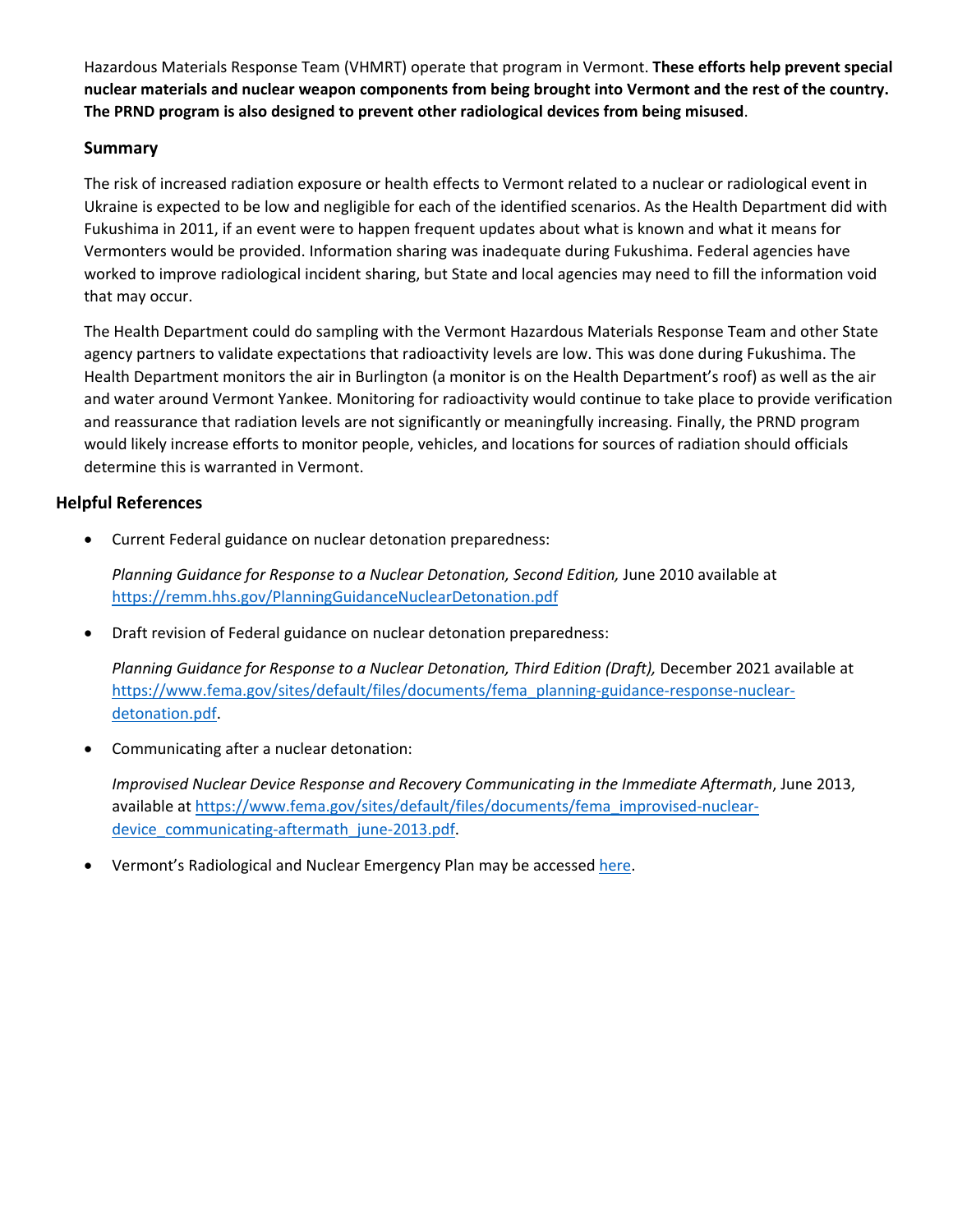Hazardous Materials Response Team (VHMRT) operate that program in Vermont. **These efforts help prevent special nuclear materials and nuclear weapon components from being brought into Vermont and the rest of the country. The PRND program is also designed to prevent other radiological devices from being misused**.

### Summary

The risk of increased radiation exposure or health effects to Vermont related to a nuclear or radiological event in Ukraine is expected to be low and negligible for each of the identified scenarios. As the Health Department did with Fukushima in 2011, if an event were to happen frequent updates about what is known and what it means for Vermonters would be provided. Information sharing was inadequate during Fukushima. Federal agencies have worked to improve radiological incident sharing, but State and local agencies may need to fill the information void that may occur.

The Health Department could do sampling with the Vermont Hazardous Materials Response Team and other State agency partners to validate expectations that radioactivity levels are low. This was done during Fukushima. The Health Department monitors the air in Burlington (a monitor is on the Health Department's roof) as well as the air and water around Vermont Yankee. Monitoring for radioactivity would continue to take place to provide verification and reassurance that radiation levels are not significantly or meaningfully increasing. Finally, the PRND program would likely increase efforts to monitor people, vehicles, and locations for sources of radiation should officials determine this is warranted in Vermont.

## Helpful References

- Current Federal guidance on nuclear detonation preparedness:

  *Planning Guidance for Response to a Nuclear Detonation, Second Edition,* June 2010 available at https://remm.hhs.gov/PlanningGuidanceNuclearDetonation.pdf

- Draft revision of Federal guidance on nuclear detonation preparedness:

  *Planning Guidance for Response to a Nuclear Detonation, Third Edition (Draft),* December 2021 available at https://www.fema.gov/sites/default/files/documents/fema_planning-guidance-response-nuclear-detonation.pdf.

- Communicating after a nuclear detonation:

  *Improvised Nuclear Device Response and Recovery Communicating in the Immediate Aftermath*, June 2013, available at https://www.fema.gov/sites/default/files/documents/fema_improvised-nuclear-device_communicating-aftermath_june-2013.pdf.

- Vermont's Radiological and Nuclear Emergency Plan may be accessed here.